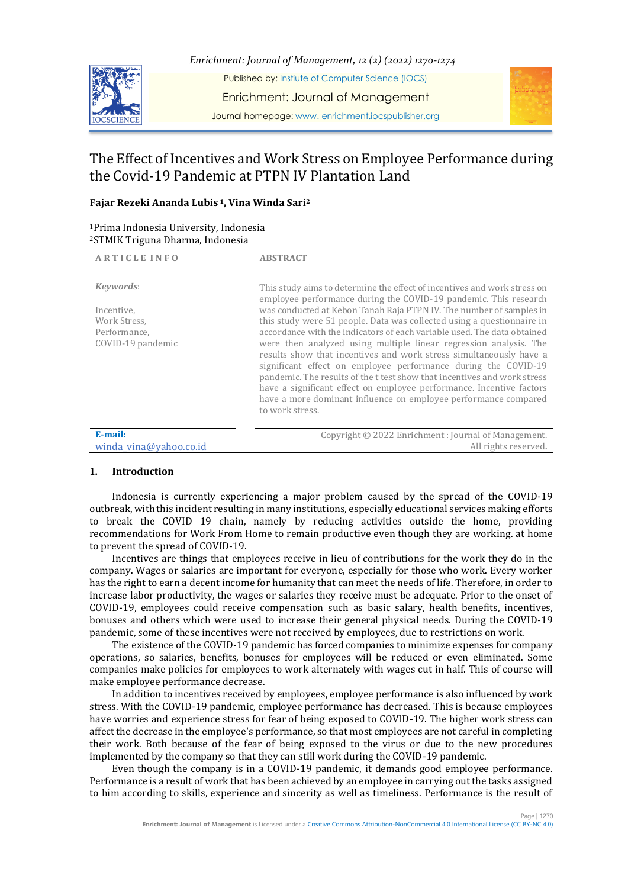# The Effect of Incentives and Work Stress on Employee Performance during the Covid-19 Pandemic at PTPN IV Plantation Land

**Fajar Rezeki Ananda Lubis [1], Vina Winda Sari[2]**

[1]Prima Indonesia University, Indonesia
[2]STMIK Triguna Dharma, Indonesia

**ARTICLE INFO**

*Keywords*:

Incentive,
Work Stress,
Performance,
COVID-19 pandemic

**E-mail:**
winda_vina@yahoo.co.id

**ABSTRACT**

This study aims to determine the effect of incentives and work stress on employee performance during the COVID-19 pandemic. This research was conducted at Kebon Tanah Raja PTPN IV. The number of samples in this study were 51 people. Data was collected using a questionnaire in accordance with the indicators of each variable used. The data obtained were then analyzed using multiple linear regression analysis. The results show that incentives and work stress simultaneously have a significant effect on employee performance during the COVID-19 pandemic. The results of the t test show that incentives and work stress have a significant effect on employee performance. Incentive factors have a more dominant influence on employee performance compared to work stress.

Copyright © 2022 Enrichment : Journal of Management.
All rights reserved.

## 1. Introduction

Indonesia is currently experiencing a major problem caused by the spread of the COVID-19 outbreak, with this incident resulting in many institutions, especially educational services making efforts to break the COVID 19 chain, namely by reducing activities outside the home, providing recommendations for Work From Home to remain productive even though they are working. at home to prevent the spread of COVID-19.

Incentives are things that employees receive in lieu of contributions for the work they do in the company. Wages or salaries are important for everyone, especially for those who work. Every worker has the right to earn a decent income for humanity that can meet the needs of life. Therefore, in order to increase labor productivity, the wages or salaries they receive must be adequate. Prior to the onset of COVID-19, employees could receive compensation such as basic salary, health benefits, incentives, bonuses and others which were used to increase their general physical needs. During the COVID-19 pandemic, some of these incentives were not received by employees, due to restrictions on work.

The existence of the COVID-19 pandemic has forced companies to minimize expenses for company operations, so salaries, benefits, bonuses for employees will be reduced or even eliminated. Some companies make policies for employees to work alternately with wages cut in half. This of course will make employee performance decrease.

In addition to incentives received by employees, employee performance is also influenced by work stress. With the COVID-19 pandemic, employee performance has decreased. This is because employees have worries and experience stress for fear of being exposed to COVID-19. The higher work stress can affect the decrease in the employee's performance, so that most employees are not careful in completing their work. Both because of the fear of being exposed to the virus or due to the new procedures implemented by the company so that they can still work during the COVID-19 pandemic.

Even though the company is in a COVID-19 pandemic, it demands good employee performance. Performance is a result of work that has been achieved by an employee in carrying out the tasks assigned to him according to skills, experience and sincerity as well as timeliness. Performance is the result of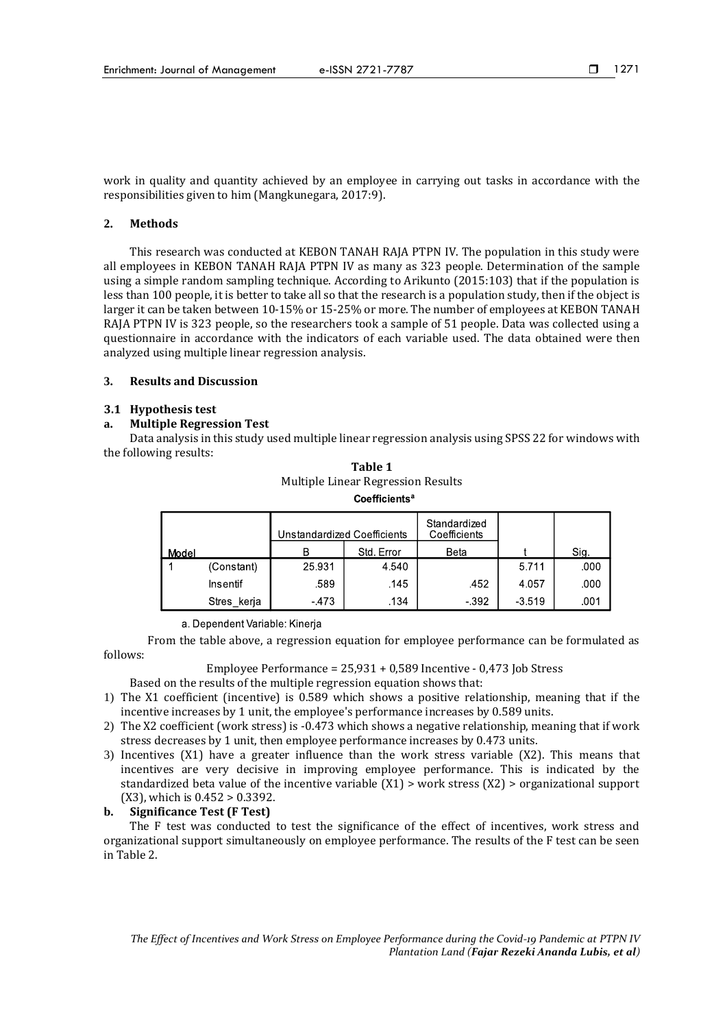work in quality and quantity achieved by an employee in carrying out tasks in accordance with the responsibilities given to him (Mangkunegara, 2017:9).

## 2. Methods

This research was conducted at KEBON TANAH RAJA PTPN IV. The population in this study were all employees in KEBON TANAH RAJA PTPN IV as many as 323 people. Determination of the sample using a simple random sampling technique. According to Arikunto (2015:103) that if the population is less than 100 people, it is better to take all so that the research is a population study, then if the object is larger it can be taken between 10-15% or 15-25% or more. The number of employees at KEBON TANAH RAJA PTPN IV is 323 people, so the researchers took a sample of 51 people. Data was collected using a questionnaire in accordance with the indicators of each variable used. The data obtained were then analyzed using multiple linear regression analysis.

## 3. Results and Discussion

### 3.1 Hypothesis test

### a. Multiple Regression Test

Data analysis in this study used multiple linear regression analysis using SPSS 22 for windows with the following results:

**Table 1**
Multiple Linear Regression Results

**Coefficients[a]**

| Model | | Unstandardized Coefficients | | Standardized Coefficients | t | Sig. |
|---|---|---|---|---|---|---|
| | | B | Std. Error | Beta | | |
| 1 | (Constant) | 25.931 | 4.540 | | 5.711 | .000 |
| | Insentif | .589 | .145 | .452 | 4.057 | .000 |
| | Stres_kerja | -.473 | .134 | -.392 | -3.519 | .001 |

a. Dependent Variable: Kinerja

From the table above, a regression equation for employee performance can be formulated as follows:

Employee Performance = 25,931 + 0,589 Incentive - 0,473 Job Stress

Based on the results of the multiple regression equation shows that:

1) The X1 coefficient (incentive) is 0.589 which shows a positive relationship, meaning that if the incentive increases by 1 unit, the employee's performance increases by 0.589 units.
2) The X2 coefficient (work stress) is -0.473 which shows a negative relationship, meaning that if work stress decreases by 1 unit, then employee performance increases by 0.473 units.
3) Incentives (X1) have a greater influence than the work stress variable (X2). This means that incentives are very decisive in improving employee performance. This is indicated by the standardized beta value of the incentive variable (X1) > work stress (X2) > organizational support (X3), which is 0.452 > 0.3392.

### b. Significance Test (F Test)

The F test was conducted to test the significance of the effect of incentives, work stress and organizational support simultaneously on employee performance. The results of the F test can be seen in Table 2.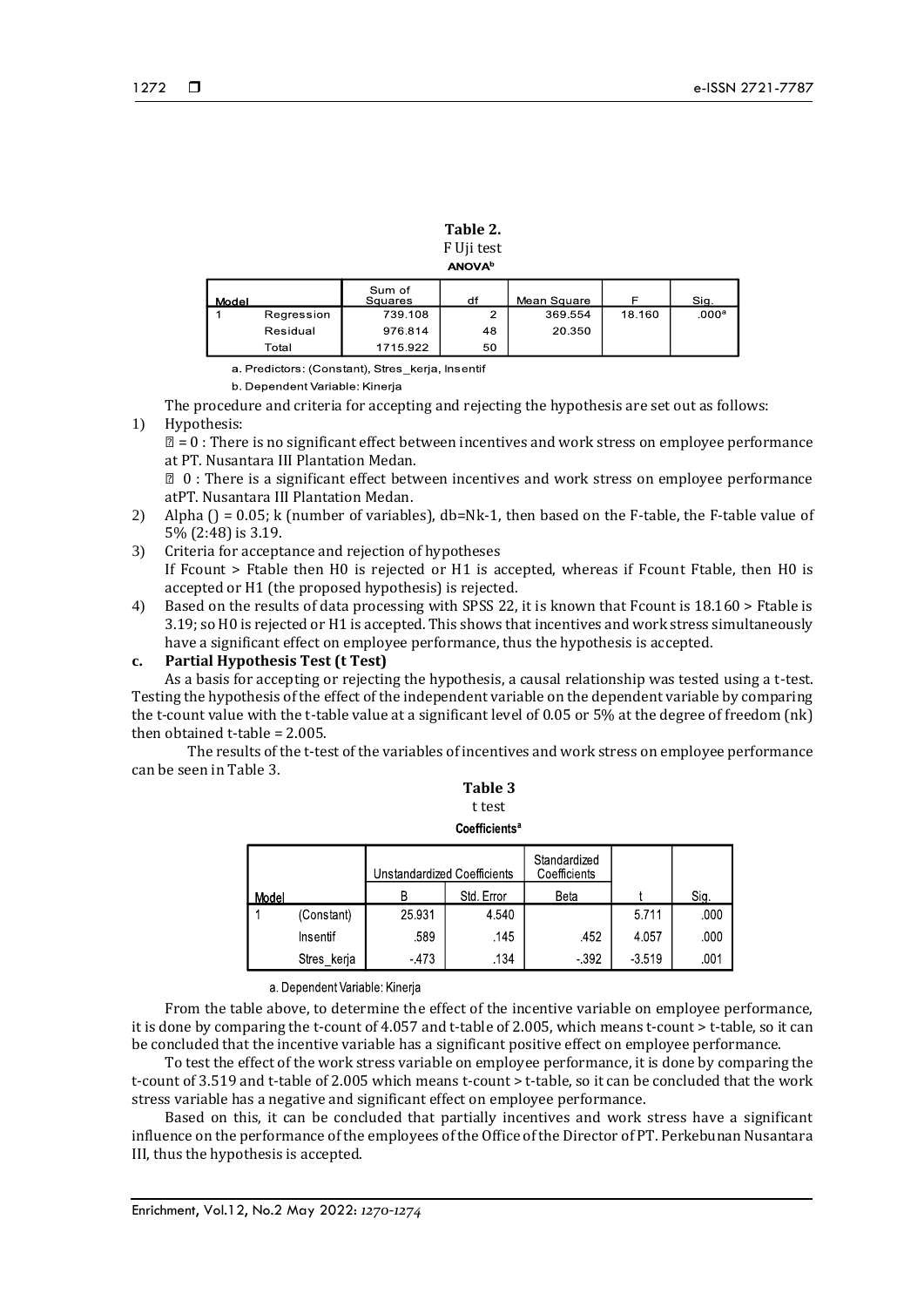**Table 2.**
F Uji test
**ANOVA**[b]

| Model | | Sum of Squares | df | Mean Square | F | Sig. |
|---|---|---|---|---|---|---|
| 1 | Regression | 739.108 | 2 | 369.554 | 18.160 | .000[a] |
| | Residual | 976.814 | 48 | 20.350 | | |
| | Total | 1715.922 | 50 | | | |

a. Predictors: (Constant), Stres_kerja, Insentif

b. Dependent Variable: Kinerja

The procedure and criteria for accepting and rejecting the hypothesis are set out as follows:

1) Hypothesis:
   = 0 : There is no significant effect between incentives and work stress on employee performance at PT. Nusantara III Plantation Medan.
    0 : There is a significant effect between incentives and work stress on employee performance atPT. Nusantara III Plantation Medan.
2) Alpha () = 0.05; k (number of variables), db=Nk-1, then based on the F-table, the F-table value of 5% (2:48) is 3.19.
3) Criteria for acceptance and rejection of hypotheses
   If Fcount > Ftable then H0 is rejected or H1 is accepted, whereas if Fcount Ftable, then H0 is accepted or H1 (the proposed hypothesis) is rejected.
4) Based on the results of data processing with SPSS 22, it is known that Fcount is 18.160 > Ftable is 3.19; so H0 is rejected or H1 is accepted. This shows that incentives and work stress simultaneously have a significant effect on employee performance, thus the hypothesis is accepted.

**c. Partial Hypothesis Test (t Test)**

As a basis for accepting or rejecting the hypothesis, a causal relationship was tested using a t-test. Testing the hypothesis of the effect of the independent variable on the dependent variable by comparing the t-count value with the t-table value at a significant level of 0.05 or 5% at the degree of freedom (nk) then obtained t-table = 2.005.

The results of the t-test of the variables of incentives and work stress on employee performance can be seen in Table 3.

**Table 3**
t test
**Coefficients**[a]

| Model | | Unstandardized Coefficients | | Standardized Coefficients | t | Sig. |
|---|---|---|---|---|---|---|
| | | B | Std. Error | Beta | | |
| 1 | (Constant) | 25.931 | 4.540 | | 5.711 | .000 |
| | Insentif | .589 | .145 | .452 | 4.057 | .000 |
| | Stres_kerja | -.473 | .134 | -.392 | -3.519 | .001 |

a. Dependent Variable: Kinerja

From the table above, to determine the effect of the incentive variable on employee performance, it is done by comparing the t-count of 4.057 and t-table of 2.005, which means t-count > t-table, so it can be concluded that the incentive variable has a significant positive effect on employee performance.

To test the effect of the work stress variable on employee performance, it is done by comparing the t-count of 3.519 and t-table of 2.005 which means t-count > t-table, so it can be concluded that the work stress variable has a negative and significant effect on employee performance.

Based on this, it can be concluded that partially incentives and work stress have a significant influence on the performance of the employees of the Office of the Director of PT. Perkebunan Nusantara III, thus the hypothesis is accepted.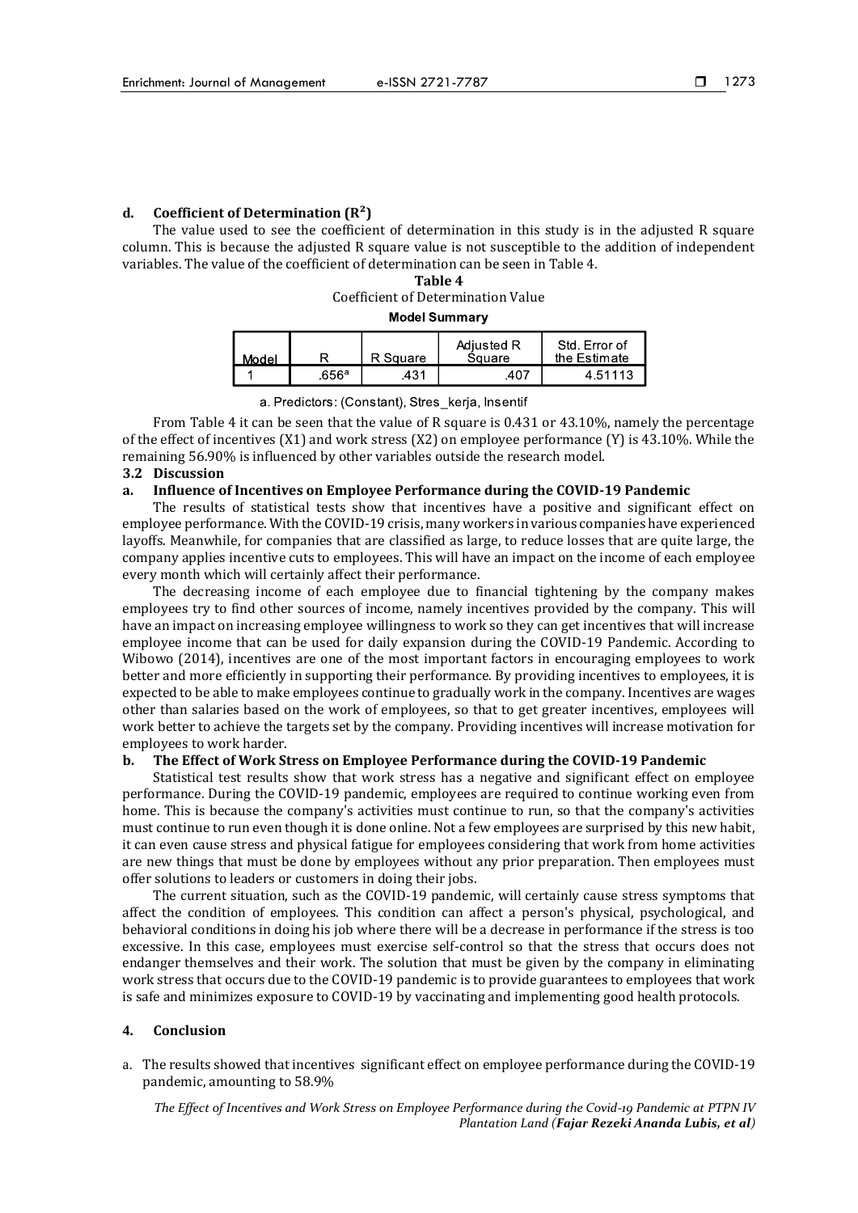#### d. Coefficient of Determination ($R^2$)

The value used to see the coefficient of determination in this study is in the adjusted R square column. This is because the adjusted R square value is not susceptible to the addition of independent variables. The value of the coefficient of determination can be seen in Table 4.

**Table 4**

Coefficient of Determination Value

**Model Summary**

| Model | R | R Square | Adjusted R Square | Std. Error of the Estimate |
|---|---|---|---|---|
| 1 | .656[a] | .431 | .407 | 4.51113 |

a. Predictors: (Constant), Stres_kerja, Insentif

From Table 4 it can be seen that the value of R square is 0.431 or 43.10%, namely the percentage of the effect of incentives (X1) and work stress (X2) on employee performance (Y) is 43.10%. While the remaining 56.90% is influenced by other variables outside the research model.

### 3.2 Discussion

#### a. Influence of Incentives on Employee Performance during the COVID-19 Pandemic

The results of statistical tests show that incentives have a positive and significant effect on employee performance. With the COVID-19 crisis, many workers in various companies have experienced layoffs. Meanwhile, for companies that are classified as large, to reduce losses that are quite large, the company applies incentive cuts to employees. This will have an impact on the income of each employee every month which will certainly affect their performance.

The decreasing income of each employee due to financial tightening by the company makes employees try to find other sources of income, namely incentives provided by the company. This will have an impact on increasing employee willingness to work so they can get incentives that will increase employee income that can be used for daily expansion during the COVID-19 Pandemic. According to Wibowo (2014), incentives are one of the most important factors in encouraging employees to work better and more efficiently in supporting their performance. By providing incentives to employees, it is expected to be able to make employees continue to gradually work in the company. Incentives are wages other than salaries based on the work of employees, so that to get greater incentives, employees will work better to achieve the targets set by the company. Providing incentives will increase motivation for employees to work harder.

#### b. The Effect of Work Stress on Employee Performance during the COVID-19 Pandemic

Statistical test results show that work stress has a negative and significant effect on employee performance. During the COVID-19 pandemic, employees are required to continue working even from home. This is because the company's activities must continue to run, so that the company's activities must continue to run even though it is done online. Not a few employees are surprised by this new habit, it can even cause stress and physical fatigue for employees considering that work from home activities are new things that must be done by employees without any prior preparation. Then employees must offer solutions to leaders or customers in doing their jobs.

The current situation, such as the COVID-19 pandemic, will certainly cause stress symptoms that affect the condition of employees. This condition can affect a person's physical, psychological, and behavioral conditions in doing his job where there will be a decrease in performance if the stress is too excessive. In this case, employees must exercise self-control so that the stress that occurs does not endanger themselves and their work. The solution that must be given by the company in eliminating work stress that occurs due to the COVID-19 pandemic is to provide guarantees to employees that work is safe and minimizes exposure to COVID-19 by vaccinating and implementing good health protocols.

## 4. Conclusion

a. The results showed that incentives significant effect on employee performance during the COVID-19 pandemic, amounting to 58.9%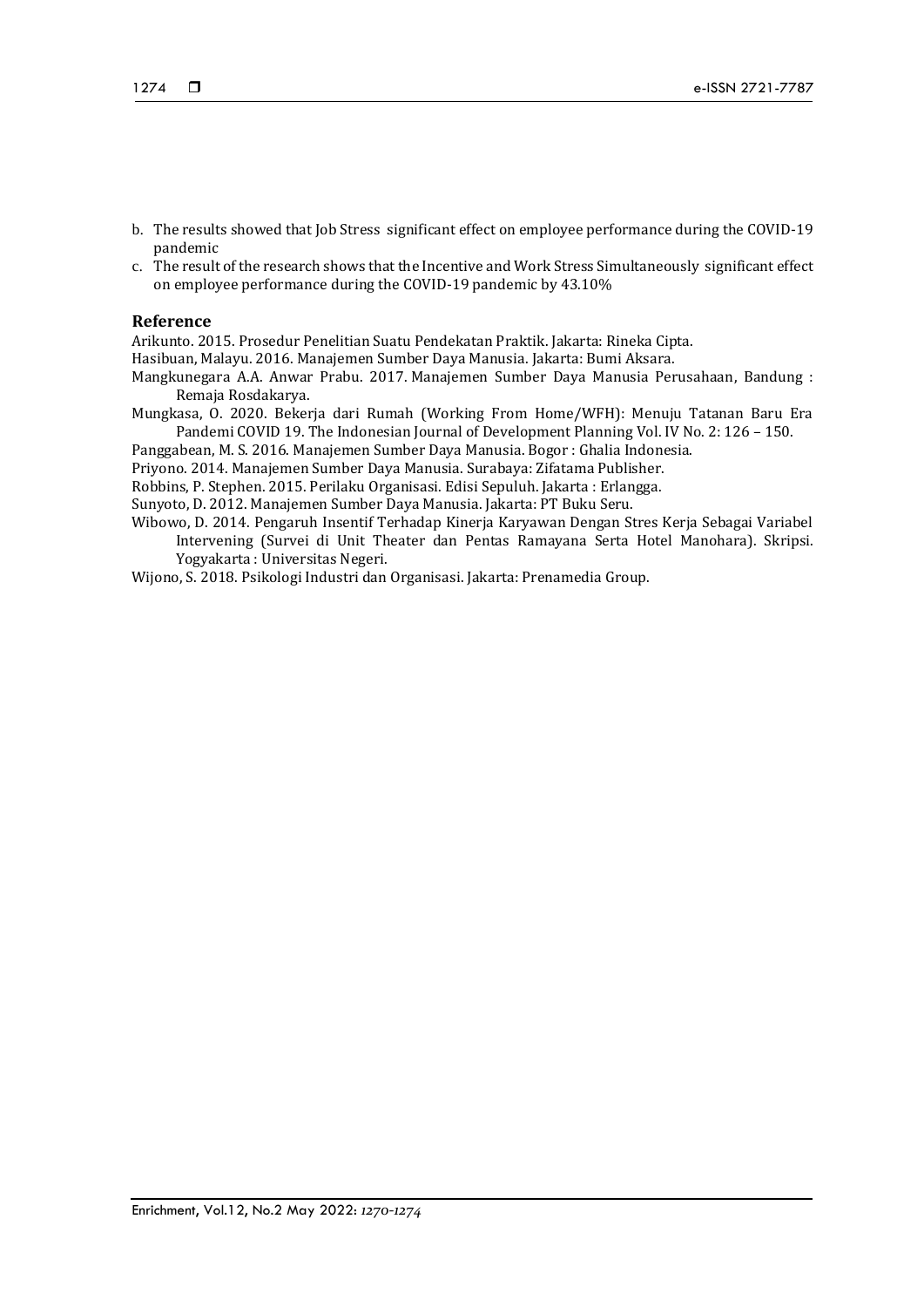b. The results showed that Job Stress significant effect on employee performance during the COVID-19 pandemic
c. The result of the research shows that the Incentive and Work Stress Simultaneously significant effect on employee performance during the COVID-19 pandemic by 43.10%

## Reference

Arikunto. 2015. Prosedur Penelitian Suatu Pendekatan Praktik. Jakarta: Rineka Cipta.

Hasibuan, Malayu. 2016. Manajemen Sumber Daya Manusia. Jakarta: Bumi Aksara.

Mangkunegara A.A. Anwar Prabu. 2017. Manajemen Sumber Daya Manusia Perusahaan, Bandung : Remaja Rosdakarya.

Mungkasa, O. 2020. Bekerja dari Rumah (Working From Home/WFH): Menuju Tatanan Baru Era Pandemi COVID 19. The Indonesian Journal of Development Planning Vol. IV No. 2: 126 – 150.

Panggabean, M. S. 2016. Manajemen Sumber Daya Manusia. Bogor : Ghalia Indonesia.

Priyono. 2014. Manajemen Sumber Daya Manusia. Surabaya: Zifatama Publisher.

Robbins, P. Stephen. 2015. Perilaku Organisasi. Edisi Sepuluh. Jakarta : Erlangga.

Sunyoto, D. 2012. Manajemen Sumber Daya Manusia. Jakarta: PT Buku Seru.

Wibowo, D. 2014. Pengaruh Insentif Terhadap Kinerja Karyawan Dengan Stres Kerja Sebagai Variabel Intervening (Survei di Unit Theater dan Pentas Ramayana Serta Hotel Manohara). Skripsi. Yogyakarta : Universitas Negeri.

Wijono, S. 2018. Psikologi Industri dan Organisasi. Jakarta: Prenamedia Group.